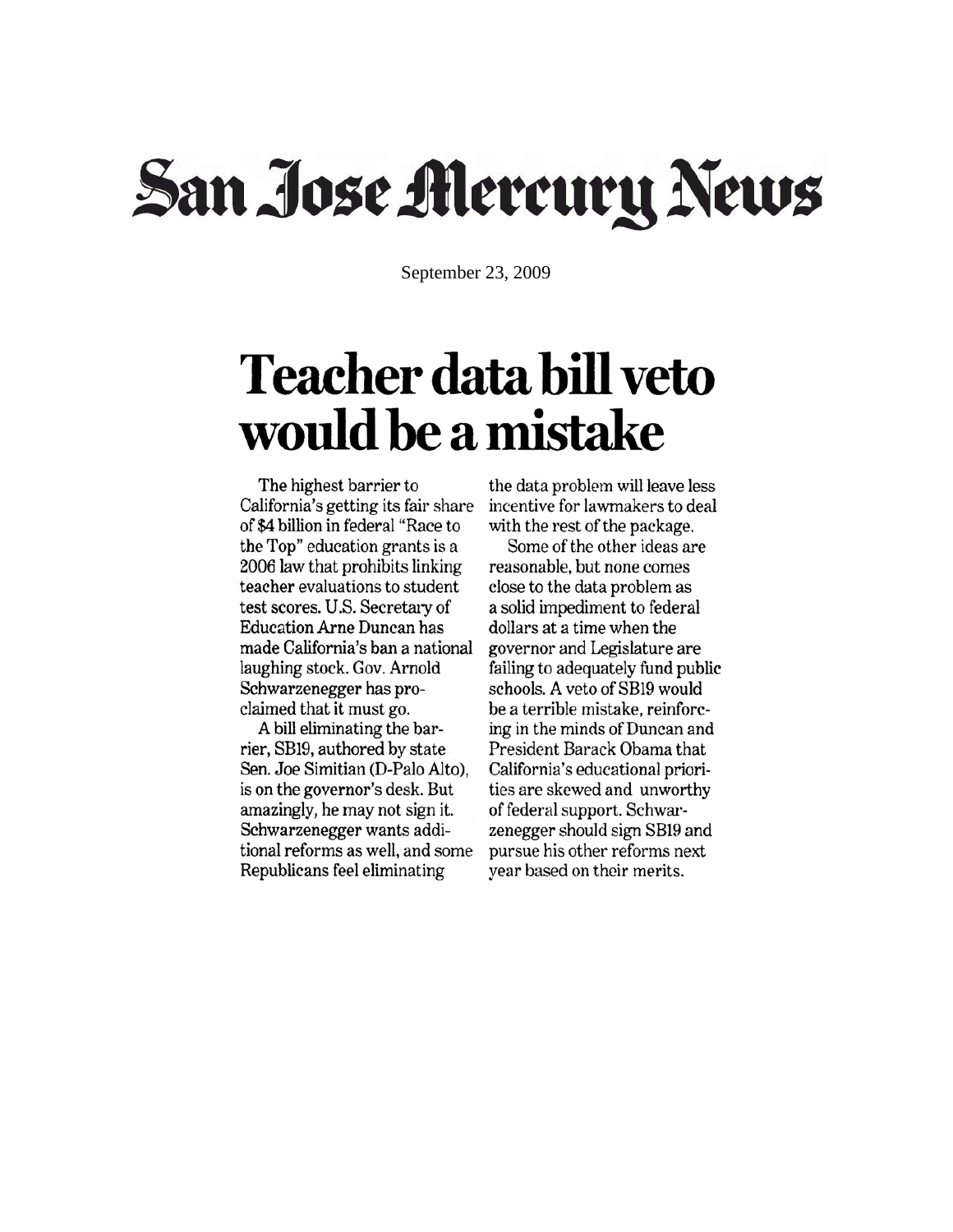San Jose Mercury News

September 23, 2009

# Teacher data bill veto would be a mistake

The highest barrier to California's getting its fair share of $4 billion in federal "Race to the Top" education grants is a 2006 law that prohibits linking teacher evaluations to student test scores. U.S. Secretary of Education Arne Duncan has made California's ban a national laughing stock. Gov. Arnold Schwarzenegger has proclaimed that it must go.

A bill eliminating the barrier, SB19, authored by state Sen. Joe Simitian (D-Palo Alto), is on the governor's desk. But amazingly, he may not sign it. Schwarzenegger wants additional reforms as well, and some Republicans feel eliminating the data problem will leave less incentive for lawmakers to deal with the rest of the package.

Some of the other ideas are reasonable, but none comes close to the data problem as a solid impediment to federal dollars at a time when the governor and Legislature are failing to adequately fund public schools. A veto of SB19 would be a terrible mistake, reinforcing in the minds of Duncan and President Barack Obama that California's educational priorities are skewed and unworthy of federal support. Schwarzenegger should sign SB19 and pursue his other reforms next year based on their merits.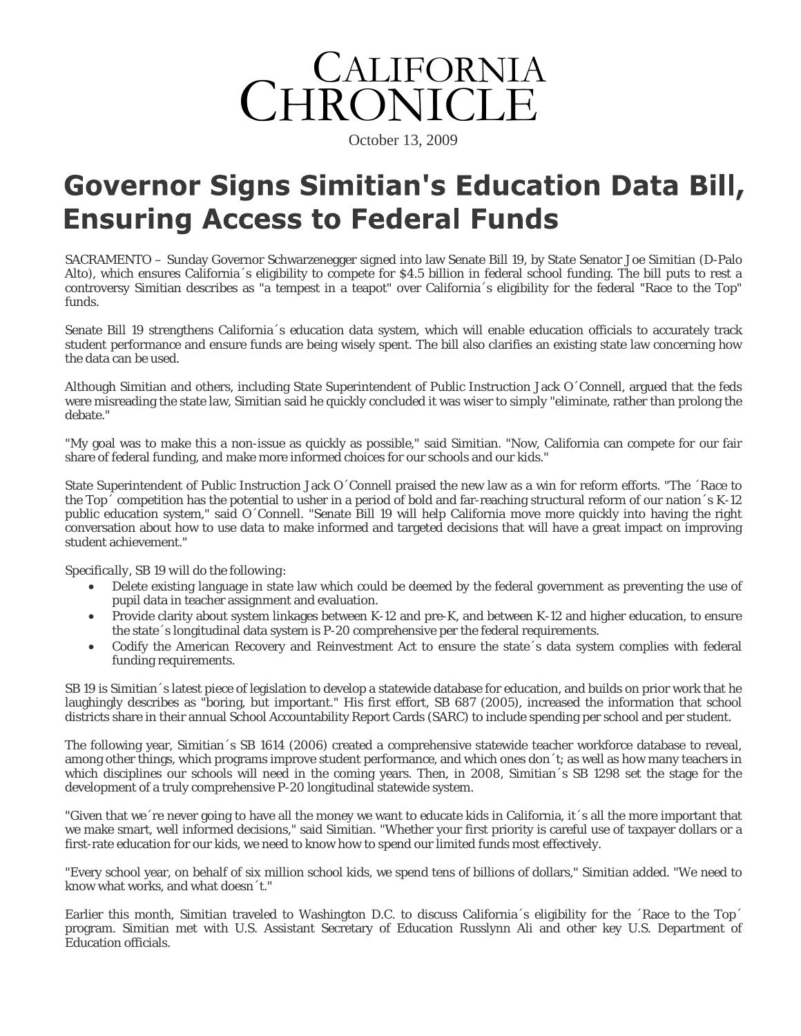# CALIFORNIA CHRONICLE

October 13, 2009

# Governor Signs Simitian's Education Data Bill, Ensuring Access to Federal Funds

SACRAMENTO – Sunday Governor Schwarzenegger signed into law Senate Bill 19, by State Senator Joe Simitian (D-Palo Alto), which ensures California´s eligibility to compete for $4.5 billion in federal school funding. The bill puts to rest a controversy Simitian describes as "a tempest in a teapot" over California´s eligibility for the federal "Race to the Top" funds.

Senate Bill 19 strengthens California´s education data system, which will enable education officials to accurately track student performance and ensure funds are being wisely spent. The bill also clarifies an existing state law concerning how the data can be used.

Although Simitian and others, including State Superintendent of Public Instruction Jack O´Connell, argued that the feds were misreading the state law, Simitian said he quickly concluded it was wiser to simply "eliminate, rather than prolong the debate."

"My goal was to make this a non-issue as quickly as possible," said Simitian. "Now, California can compete for our fair share of federal funding, and make more informed choices for our schools and our kids."

State Superintendent of Public Instruction Jack O´Connell praised the new law as a win for reform efforts. "The ´Race to the Top´ competition has the potential to usher in a period of bold and far-reaching structural reform of our nation´s K-12 public education system," said O´Connell. "Senate Bill 19 will help California move more quickly into having the right conversation about how to use data to make informed and targeted decisions that will have a great impact on improving student achievement."

Specifically, SB 19 will do the following:

- Delete existing language in state law which could be deemed by the federal government as preventing the use of pupil data in teacher assignment and evaluation.
- Provide clarity about system linkages between K-12 and pre-K, and between K-12 and higher education, to ensure the state´s longitudinal data system is P-20 comprehensive per the federal requirements.
- Codify the American Recovery and Reinvestment Act to ensure the state´s data system complies with federal funding requirements.

SB 19 is Simitian´s latest piece of legislation to develop a statewide database for education, and builds on prior work that he laughingly describes as "boring, but important." His first effort, SB 687 (2005), increased the information that school districts share in their annual School Accountability Report Cards (SARC) to include spending per school and per student.

The following year, Simitian´s SB 1614 (2006) created a comprehensive statewide teacher workforce database to reveal, among other things, which programs improve student performance, and which ones don´t; as well as how many teachers in which disciplines our schools will need in the coming years. Then, in 2008, Simitian´s SB 1298 set the stage for the development of a truly comprehensive P-20 longitudinal statewide system.

"Given that we´re never going to have all the money we want to educate kids in California, it´s all the more important that we make smart, well informed decisions," said Simitian. "Whether your first priority is careful use of taxpayer dollars or a first-rate education for our kids, we need to know how to spend our limited funds most effectively.

"Every school year, on behalf of six million school kids, we spend tens of billions of dollars," Simitian added. "We need to know what works, and what doesn´t."

Earlier this month, Simitian traveled to Washington D.C. to discuss California´s eligibility for the ´Race to the Top´ program. Simitian met with U.S. Assistant Secretary of Education Russlynn Ali and other key U.S. Department of Education officials.